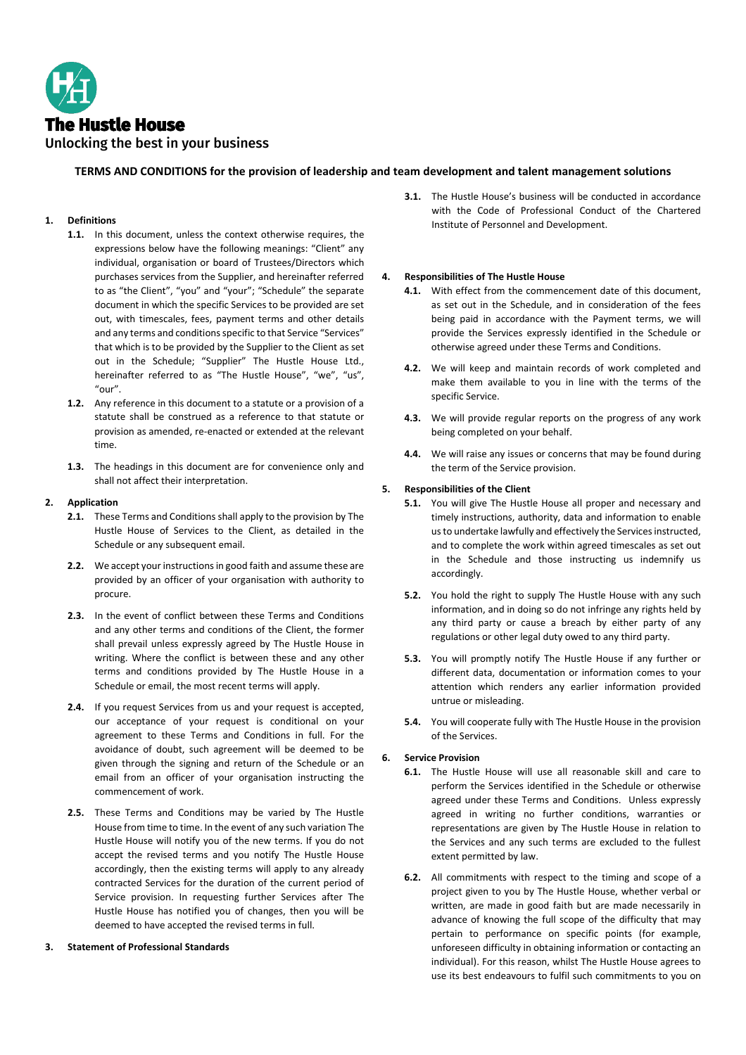**The Hustle House**

Unlocking the best in your business

## TERMS AND CONDITIONS for the provision of leadership and team development and talent management solutions

### 1. Definitions

**1.1.** In this document, unless the context otherwise requires, the expressions below have the following meanings: "Client" any individual, organisation or board of Trustees/Directors which purchases services from the Supplier, and hereinafter referred to as "the Client", "you" and "your"; "Schedule" the separate document in which the specific Services to be provided are set out, with timescales, fees, payment terms and other details and any terms and conditions specific to that Service "Services" that which is to be provided by the Supplier to the Client as set out in the Schedule; "Supplier" The Hustle House Ltd., hereinafter referred to as "The Hustle House", "we", "us", "our".

**1.2.** Any reference in this document to a statute or a provision of a statute shall be construed as a reference to that statute or provision as amended, re-enacted or extended at the relevant time.

**1.3.** The headings in this document are for convenience only and shall not affect their interpretation.

### 2. Application

**2.1.** These Terms and Conditions shall apply to the provision by The Hustle House of Services to the Client, as detailed in the Schedule or any subsequent email.

**2.2.** We accept your instructions in good faith and assume these are provided by an officer of your organisation with authority to procure.

**2.3.** In the event of conflict between these Terms and Conditions and any other terms and conditions of the Client, the former shall prevail unless expressly agreed by The Hustle House in writing. Where the conflict is between these and any other terms and conditions provided by The Hustle House in a Schedule or email, the most recent terms will apply.

**2.4.** If you request Services from us and your request is accepted, our acceptance of your request is conditional on your agreement to these Terms and Conditions in full. For the avoidance of doubt, such agreement will be deemed to be given through the signing and return of the Schedule or an email from an officer of your organisation instructing the commencement of work.

**2.5.** These Terms and Conditions may be varied by The Hustle House from time to time. In the event of any such variation The Hustle House will notify you of the new terms. If you do not accept the revised terms and you notify The Hustle House accordingly, then the existing terms will apply to any already contracted Services for the duration of the current period of Service provision. In requesting further Services after The Hustle House has notified you of changes, then you will be deemed to have accepted the revised terms in full.

### 3. Statement of Professional Standards

**3.1.** The Hustle House's business will be conducted in accordance with the Code of Professional Conduct of the Chartered Institute of Personnel and Development.

### 4. Responsibilities of The Hustle House

**4.1.** With effect from the commencement date of this document, as set out in the Schedule, and in consideration of the fees being paid in accordance with the Payment terms, we will provide the Services expressly identified in the Schedule or otherwise agreed under these Terms and Conditions.

**4.2.** We will keep and maintain records of work completed and make them available to you in line with the terms of the specific Service.

**4.3.** We will provide regular reports on the progress of any work being completed on your behalf.

**4.4.** We will raise any issues or concerns that may be found during the term of the Service provision.

### 5. Responsibilities of the Client

**5.1.** You will give The Hustle House all proper and necessary and timely instructions, authority, data and information to enable us to undertake lawfully and effectively the Services instructed, and to complete the work within agreed timescales as set out in the Schedule and those instructing us indemnify us accordingly.

**5.2.** You hold the right to supply The Hustle House with any such information, and in doing so do not infringe any rights held by any third party or cause a breach by either party of any regulations or other legal duty owed to any third party.

**5.3.** You will promptly notify The Hustle House if any further or different data, documentation or information comes to your attention which renders any earlier information provided untrue or misleading.

**5.4.** You will cooperate fully with The Hustle House in the provision of the Services.

### 6. Service Provision

**6.1.** The Hustle House will use all reasonable skill and care to perform the Services identified in the Schedule or otherwise agreed under these Terms and Conditions. Unless expressly agreed in writing no further conditions, warranties or representations are given by The Hustle House in relation to the Services and any such terms are excluded to the fullest extent permitted by law.

**6.2.** All commitments with respect to the timing and scope of a project given to you by The Hustle House, whether verbal or written, are made in good faith but are made necessarily in advance of knowing the full scope of the difficulty that may pertain to performance on specific points (for example, unforeseen difficulty in obtaining information or contacting an individual). For this reason, whilst The Hustle House agrees to use its best endeavours to fulfil such commitments to you on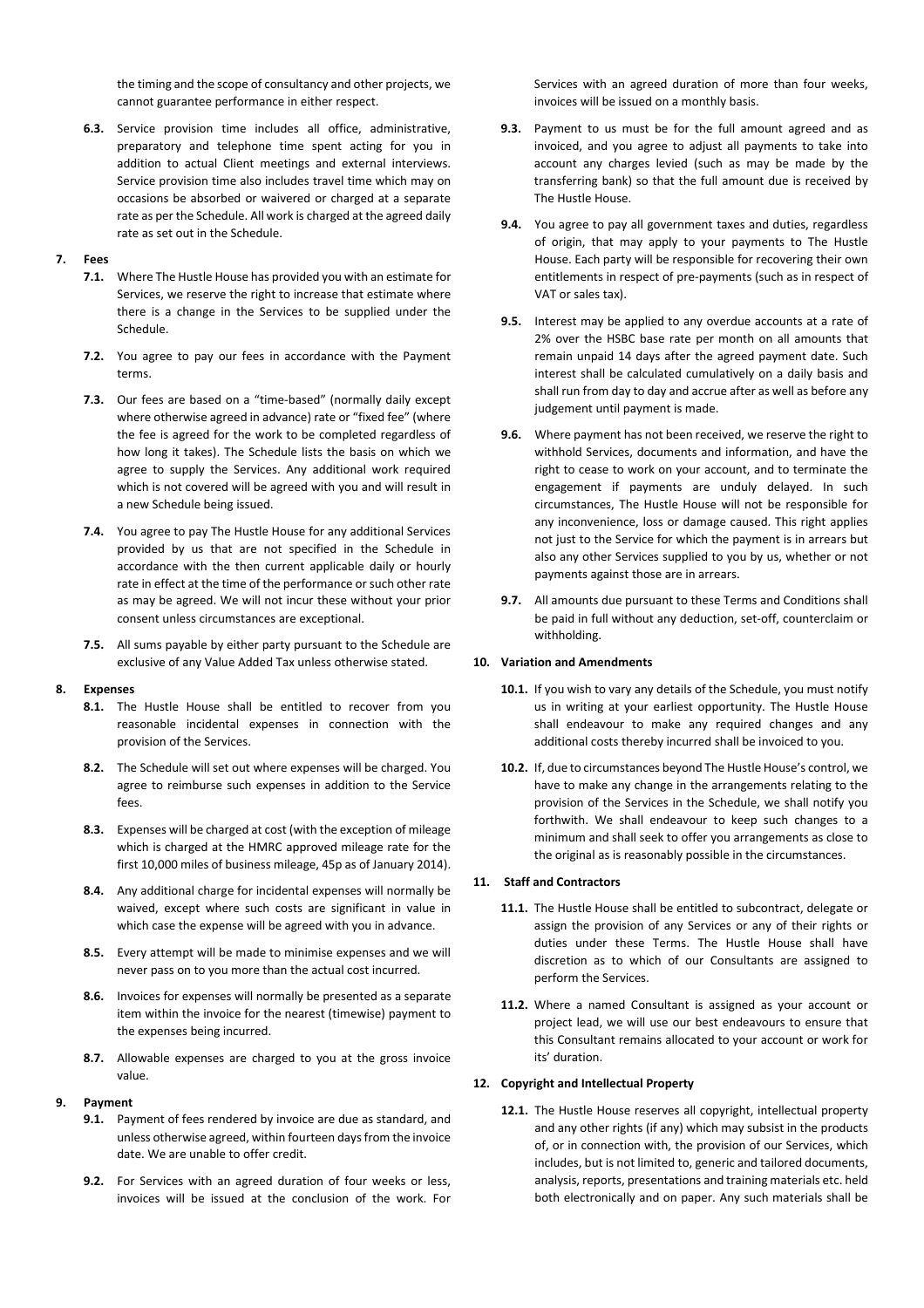the timing and the scope of consultancy and other projects, we cannot guarantee performance in either respect.

**6.3.** Service provision time includes all office, administrative, preparatory and telephone time spent acting for you in addition to actual Client meetings and external interviews. Service provision time also includes travel time which may on occasions be absorbed or waivered or charged at a separate rate as per the Schedule. All work is charged at the agreed daily rate as set out in the Schedule.

**7. Fees**

**7.1.** Where The Hustle House has provided you with an estimate for Services, we reserve the right to increase that estimate where there is a change in the Services to be supplied under the Schedule.

**7.2.** You agree to pay our fees in accordance with the Payment terms.

**7.3.** Our fees are based on a "time-based" (normally daily except where otherwise agreed in advance) rate or "fixed fee" (where the fee is agreed for the work to be completed regardless of how long it takes). The Schedule lists the basis on which we agree to supply the Services. Any additional work required which is not covered will be agreed with you and will result in a new Schedule being issued.

**7.4.** You agree to pay The Hustle House for any additional Services provided by us that are not specified in the Schedule in accordance with the then current applicable daily or hourly rate in effect at the time of the performance or such other rate as may be agreed. We will not incur these without your prior consent unless circumstances are exceptional.

**7.5.** All sums payable by either party pursuant to the Schedule are exclusive of any Value Added Tax unless otherwise stated.

**8. Expenses**

**8.1.** The Hustle House shall be entitled to recover from you reasonable incidental expenses in connection with the provision of the Services.

**8.2.** The Schedule will set out where expenses will be charged. You agree to reimburse such expenses in addition to the Service fees.

**8.3.** Expenses will be charged at cost (with the exception of mileage which is charged at the HMRC approved mileage rate for the first 10,000 miles of business mileage, 45p as of January 2014).

**8.4.** Any additional charge for incidental expenses will normally be waived, except where such costs are significant in value in which case the expense will be agreed with you in advance.

**8.5.** Every attempt will be made to minimise expenses and we will never pass on to you more than the actual cost incurred.

**8.6.** Invoices for expenses will normally be presented as a separate item within the invoice for the nearest (timewise) payment to the expenses being incurred.

**8.7.** Allowable expenses are charged to you at the gross invoice value.

**9. Payment**

**9.1.** Payment of fees rendered by invoice are due as standard, and unless otherwise agreed, within fourteen days from the invoice date. We are unable to offer credit.

**9.2.** For Services with an agreed duration of four weeks or less, invoices will be issued at the conclusion of the work. For Services with an agreed duration of more than four weeks, invoices will be issued on a monthly basis.

**9.3.** Payment to us must be for the full amount agreed and as invoiced, and you agree to adjust all payments to take into account any charges levied (such as may be made by the transferring bank) so that the full amount due is received by The Hustle House.

**9.4.** You agree to pay all government taxes and duties, regardless of origin, that may apply to your payments to The Hustle House. Each party will be responsible for recovering their own entitlements in respect of pre-payments (such as in respect of VAT or sales tax).

**9.5.** Interest may be applied to any overdue accounts at a rate of 2% over the HSBC base rate per month on all amounts that remain unpaid 14 days after the agreed payment date. Such interest shall be calculated cumulatively on a daily basis and shall run from day to day and accrue after as well as before any judgement until payment is made.

**9.6.** Where payment has not been received, we reserve the right to withhold Services, documents and information, and have the right to cease to work on your account, and to terminate the engagement if payments are unduly delayed. In such circumstances, The Hustle House will not be responsible for any inconvenience, loss or damage caused. This right applies not just to the Service for which the payment is in arrears but also any other Services supplied to you by us, whether or not payments against those are in arrears.

**9.7.** All amounts due pursuant to these Terms and Conditions shall be paid in full without any deduction, set-off, counterclaim or withholding.

**10. Variation and Amendments**

**10.1.** If you wish to vary any details of the Schedule, you must notify us in writing at your earliest opportunity. The Hustle House shall endeavour to make any required changes and any additional costs thereby incurred shall be invoiced to you.

**10.2.** If, due to circumstances beyond The Hustle House's control, we have to make any change in the arrangements relating to the provision of the Services in the Schedule, we shall notify you forthwith. We shall endeavour to keep such changes to a minimum and shall seek to offer you arrangements as close to the original as is reasonably possible in the circumstances.

**11. Staff and Contractors**

**11.1.** The Hustle House shall be entitled to subcontract, delegate or assign the provision of any Services or any of their rights or duties under these Terms. The Hustle House shall have discretion as to which of our Consultants are assigned to perform the Services.

**11.2.** Where a named Consultant is assigned as your account or project lead, we will use our best endeavours to ensure that this Consultant remains allocated to your account or work for its' duration.

**12. Copyright and Intellectual Property**

**12.1.** The Hustle House reserves all copyright, intellectual property and any other rights (if any) which may subsist in the products of, or in connection with, the provision of our Services, which includes, but is not limited to, generic and tailored documents, analysis, reports, presentations and training materials etc. held both electronically and on paper. Any such materials shall be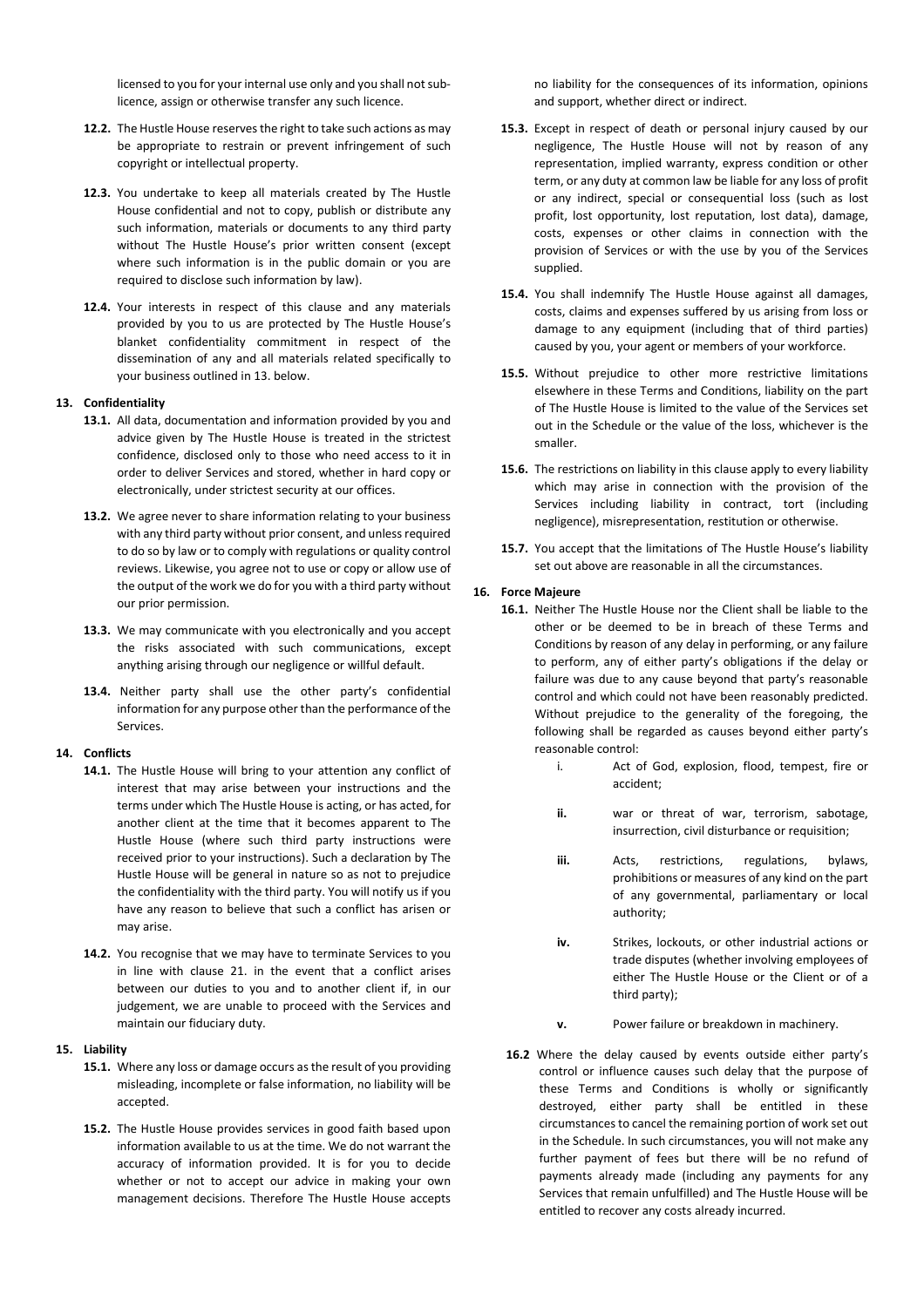licensed to you for your internal use only and you shall not sub-licence, assign or otherwise transfer any such licence.

**12.2.** The Hustle House reserves the right to take such actions as may be appropriate to restrain or prevent infringement of such copyright or intellectual property.

**12.3.** You undertake to keep all materials created by The Hustle House confidential and not to copy, publish or distribute any such information, materials or documents to any third party without The Hustle House's prior written consent (except where such information is in the public domain or you are required to disclose such information by law).

**12.4.** Your interests in respect of this clause and any materials provided by you to us are protected by The Hustle House's blanket confidentiality commitment in respect of the dissemination of any and all materials related specifically to your business outlined in 13. below.

**13. Confidentiality**

**13.1.** All data, documentation and information provided by you and advice given by The Hustle House is treated in the strictest confidence, disclosed only to those who need access to it in order to deliver Services and stored, whether in hard copy or electronically, under strictest security at our offices.

**13.2.** We agree never to share information relating to your business with any third party without prior consent, and unless required to do so by law or to comply with regulations or quality control reviews. Likewise, you agree not to use or copy or allow use of the output of the work we do for you with a third party without our prior permission.

**13.3.** We may communicate with you electronically and you accept the risks associated with such communications, except anything arising through our negligence or willful default.

**13.4.** Neither party shall use the other party's confidential information for any purpose other than the performance of the Services.

**14. Conflicts**

**14.1.** The Hustle House will bring to your attention any conflict of interest that may arise between your instructions and the terms under which The Hustle House is acting, or has acted, for another client at the time that it becomes apparent to The Hustle House (where such third party instructions were received prior to your instructions). Such a declaration by The Hustle House will be general in nature so as not to prejudice the confidentiality with the third party. You will notify us if you have any reason to believe that such a conflict has arisen or may arise.

**14.2.** You recognise that we may have to terminate Services to you in line with clause 21. in the event that a conflict arises between our duties to you and to another client if, in our judgement, we are unable to proceed with the Services and maintain our fiduciary duty.

**15. Liability**

**15.1.** Where any loss or damage occurs as the result of you providing misleading, incomplete or false information, no liability will be accepted.

**15.2.** The Hustle House provides services in good faith based upon information available to us at the time. We do not warrant the accuracy of information provided. It is for you to decide whether or not to accept our advice in making your own management decisions. Therefore The Hustle House accepts no liability for the consequences of its information, opinions and support, whether direct or indirect.

**15.3.** Except in respect of death or personal injury caused by our negligence, The Hustle House will not by reason of any representation, implied warranty, express condition or other term, or any duty at common law be liable for any loss of profit or any indirect, special or consequential loss (such as lost profit, lost opportunity, lost reputation, lost data), damage, costs, expenses or other claims in connection with the provision of Services or with the use by you of the Services supplied.

**15.4.** You shall indemnify The Hustle House against all damages, costs, claims and expenses suffered by us arising from loss or damage to any equipment (including that of third parties) caused by you, your agent or members of your workforce.

**15.5.** Without prejudice to other more restrictive limitations elsewhere in these Terms and Conditions, liability on the part of The Hustle House is limited to the value of the Services set out in the Schedule or the value of the loss, whichever is the smaller.

**15.6.** The restrictions on liability in this clause apply to every liability which may arise in connection with the provision of the Services including liability in contract, tort (including negligence), misrepresentation, restitution or otherwise.

**15.7.** You accept that the limitations of The Hustle House's liability set out above are reasonable in all the circumstances.

**16. Force Majeure**

**16.1.** Neither The Hustle House nor the Client shall be liable to the other or be deemed to be in breach of these Terms and Conditions by reason of any delay in performing, or any failure to perform, any of either party's obligations if the delay or failure was due to any cause beyond that party's reasonable control and which could not have been reasonably predicted. Without prejudice to the generality of the foregoing, the following shall be regarded as causes beyond either party's reasonable control:

i. Act of God, explosion, flood, tempest, fire or accident;

**ii.** war or threat of war, terrorism, sabotage, insurrection, civil disturbance or requisition;

**iii.** Acts, restrictions, regulations, bylaws, prohibitions or measures of any kind on the part of any governmental, parliamentary or local authority;

**iv.** Strikes, lockouts, or other industrial actions or trade disputes (whether involving employees of either The Hustle House or the Client or of a third party);

**v.** Power failure or breakdown in machinery.

**16.2** Where the delay caused by events outside either party's control or influence causes such delay that the purpose of these Terms and Conditions is wholly or significantly destroyed, either party shall be entitled in these circumstances to cancel the remaining portion of work set out in the Schedule. In such circumstances, you will not make any further payment of fees but there will be no refund of payments already made (including any payments for any Services that remain unfulfilled) and The Hustle House will be entitled to recover any costs already incurred.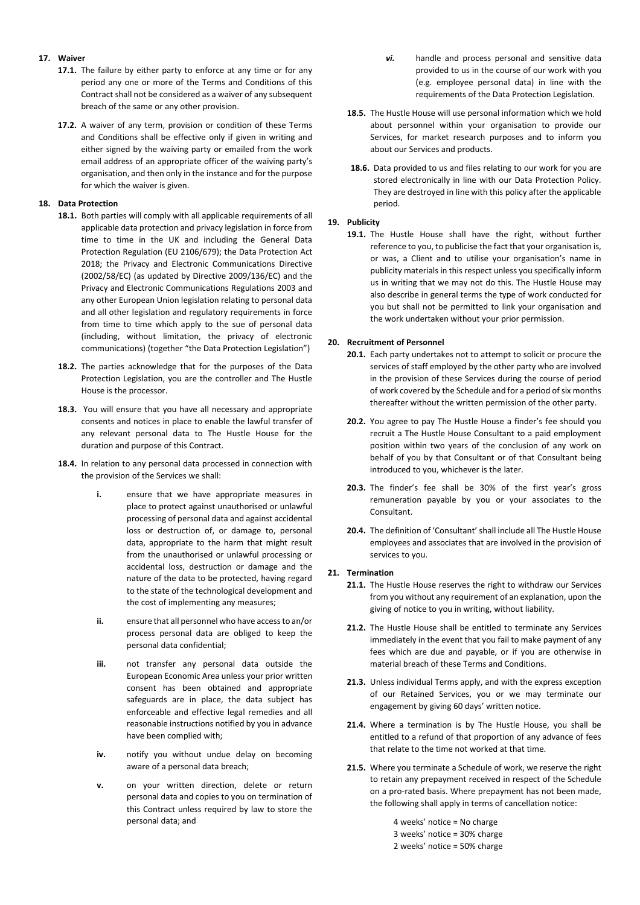## 17. Waiver

**17.1.** The failure by either party to enforce at any time or for any period any one or more of the Terms and Conditions of this Contract shall not be considered as a waiver of any subsequent breach of the same or any other provision.

**17.2.** A waiver of any term, provision or condition of these Terms and Conditions shall be effective only if given in writing and either signed by the waiving party or emailed from the work email address of an appropriate officer of the waiving party's organisation, and then only in the instance and for the purpose for which the waiver is given.

## 18. Data Protection

**18.1.** Both parties will comply with all applicable requirements of all applicable data protection and privacy legislation in force from time to time in the UK and including the General Data Protection Regulation (EU 2106/679); the Data Protection Act 2018; the Privacy and Electronic Communications Directive (2002/58/EC) (as updated by Directive 2009/136/EC) and the Privacy and Electronic Communications Regulations 2003 and any other European Union legislation relating to personal data and all other legislation and regulatory requirements in force from time to time which apply to the sue of personal data (including, without limitation, the privacy of electronic communications) (together "the Data Protection Legislation")

**18.2.** The parties acknowledge that for the purposes of the Data Protection Legislation, you are the controller and The Hustle House is the processor.

**18.3.** You will ensure that you have all necessary and appropriate consents and notices in place to enable the lawful transfer of any relevant personal data to The Hustle House for the duration and purpose of this Contract.

**18.4.** In relation to any personal data processed in connection with the provision of the Services we shall:

- **i.** ensure that we have appropriate measures in place to protect against unauthorised or unlawful processing of personal data and against accidental loss or destruction of, or damage to, personal data, appropriate to the harm that might result from the unauthorised or unlawful processing or accidental loss, destruction or damage and the nature of the data to be protected, having regard to the state of the technological development and the cost of implementing any measures;
- **ii.** ensure that all personnel who have access to an/or process personal data are obliged to keep the personal data confidential;
- **iii.** not transfer any personal data outside the European Economic Area unless your prior written consent has been obtained and appropriate safeguards are in place, the data subject has enforceable and effective legal remedies and all reasonable instructions notified by you in advance have been complied with;
- **iv.** notify you without undue delay on becoming aware of a personal data breach;
- **v.** on your written direction, delete or return personal data and copies to you on termination of this Contract unless required by law to store the personal data; and
- ***vi.*** handle and process personal and sensitive data provided to us in the course of our work with you (e.g. employee personal data) in line with the requirements of the Data Protection Legislation.

**18.5.** The Hustle House will use personal information which we hold about personnel within your organisation to provide our Services, for market research purposes and to inform you about our Services and products.

**18.6.** Data provided to us and files relating to our work for you are stored electronically in line with our Data Protection Policy. They are destroyed in line with this policy after the applicable period.

## 19. Publicity

**19.1.** The Hustle House shall have the right, without further reference to you, to publicise the fact that your organisation is, or was, a Client and to utilise your organisation's name in publicity materials in this respect unless you specifically inform us in writing that we may not do this. The Hustle House may also describe in general terms the type of work conducted for you but shall not be permitted to link your organisation and the work undertaken without your prior permission.

## 20. Recruitment of Personnel

**20.1.** Each party undertakes not to attempt to solicit or procure the services of staff employed by the other party who are involved in the provision of these Services during the course of period of work covered by the Schedule and for a period of six months thereafter without the written permission of the other party.

**20.2.** You agree to pay The Hustle House a finder's fee should you recruit a The Hustle House Consultant to a paid employment position within two years of the conclusion of any work on behalf of you by that Consultant or of that Consultant being introduced to you, whichever is the later.

**20.3.** The finder's fee shall be 30% of the first year's gross remuneration payable by you or your associates to the Consultant.

**20.4.** The definition of 'Consultant' shall include all The Hustle House employees and associates that are involved in the provision of services to you.

## 21. Termination

**21.1.** The Hustle House reserves the right to withdraw our Services from you without any requirement of an explanation, upon the giving of notice to you in writing, without liability.

**21.2.** The Hustle House shall be entitled to terminate any Services immediately in the event that you fail to make payment of any fees which are due and payable, or if you are otherwise in material breach of these Terms and Conditions.

**21.3.** Unless individual Terms apply, and with the express exception of our Retained Services, you or we may terminate our engagement by giving 60 days' written notice.

**21.4.** Where a termination is by The Hustle House, you shall be entitled to a refund of that proportion of any advance of fees that relate to the time not worked at that time.

**21.5.** Where you terminate a Schedule of work, we reserve the right to retain any prepayment received in respect of the Schedule on a pro-rated basis. Where prepayment has not been made, the following shall apply in terms of cancellation notice:

4 weeks' notice = No charge
3 weeks' notice = 30% charge
2 weeks' notice = 50% charge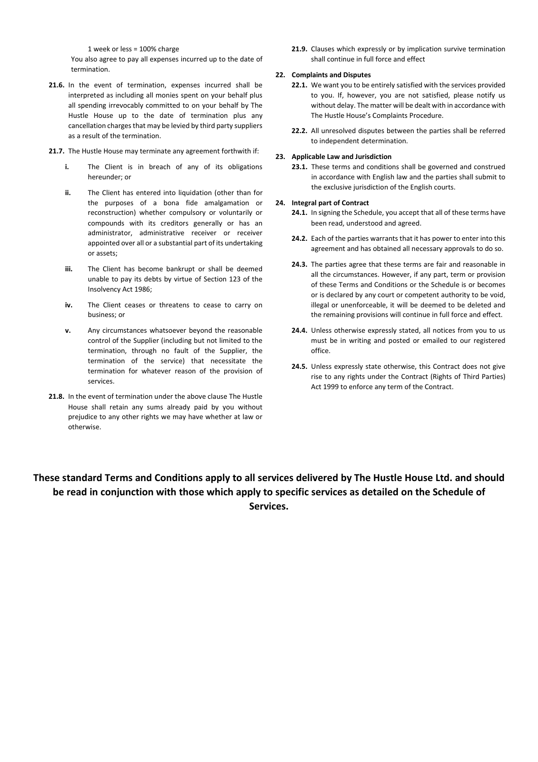1 week or less = 100% charge

You also agree to pay all expenses incurred up to the date of termination.

**21.6.** In the event of termination, expenses incurred shall be interpreted as including all monies spent on your behalf plus all spending irrevocably committed to on your behalf by The Hustle House up to the date of termination plus any cancellation charges that may be levied by third party suppliers as a result of the termination.

**21.7.** The Hustle House may terminate any agreement forthwith if:

- **i.** The Client is in breach of any of its obligations hereunder; or
- **ii.** The Client has entered into liquidation (other than for the purposes of a bona fide amalgamation or reconstruction) whether compulsory or voluntarily or compounds with its creditors generally or has an administrator, administrative receiver or receiver appointed over all or a substantial part of its undertaking or assets;
- **iii.** The Client has become bankrupt or shall be deemed unable to pay its debts by virtue of Section 123 of the Insolvency Act 1986;
- **iv.** The Client ceases or threatens to cease to carry on business; or
- **v.** Any circumstances whatsoever beyond the reasonable control of the Supplier (including but not limited to the termination, through no fault of the Supplier, the termination of the service) that necessitate the termination for whatever reason of the provision of services.

**21.8.** In the event of termination under the above clause The Hustle House shall retain any sums already paid by you without prejudice to any other rights we may have whether at law or otherwise.

**21.9.** Clauses which expressly or by implication survive termination shall continue in full force and effect

**22. Complaints and Disputes**

**22.1.** We want you to be entirely satisfied with the services provided to you. If, however, you are not satisfied, please notify us without delay. The matter will be dealt with in accordance with The Hustle House's Complaints Procedure.

**22.2.** All unresolved disputes between the parties shall be referred to independent determination.

**23. Applicable Law and Jurisdiction**

**23.1.** These terms and conditions shall be governed and construed in accordance with English law and the parties shall submit to the exclusive jurisdiction of the English courts.

**24. Integral part of Contract**

**24.1.** In signing the Schedule, you accept that all of these terms have been read, understood and agreed.

**24.2.** Each of the parties warrants that it has power to enter into this agreement and has obtained all necessary approvals to do so.

**24.3.** The parties agree that these terms are fair and reasonable in all the circumstances. However, if any part, term or provision of these Terms and Conditions or the Schedule is or becomes or is declared by any court or competent authority to be void, illegal or unenforceable, it will be deemed to be deleted and the remaining provisions will continue in full force and effect.

**24.4.** Unless otherwise expressly stated, all notices from you to us must be in writing and posted or emailed to our registered office.

**24.5.** Unless expressly state otherwise, this Contract does not give rise to any rights under the Contract (Rights of Third Parties) Act 1999 to enforce any term of the Contract.

**These standard Terms and Conditions apply to all services delivered by The Hustle House Ltd. and should be read in conjunction with those which apply to specific services as detailed on the Schedule of Services.**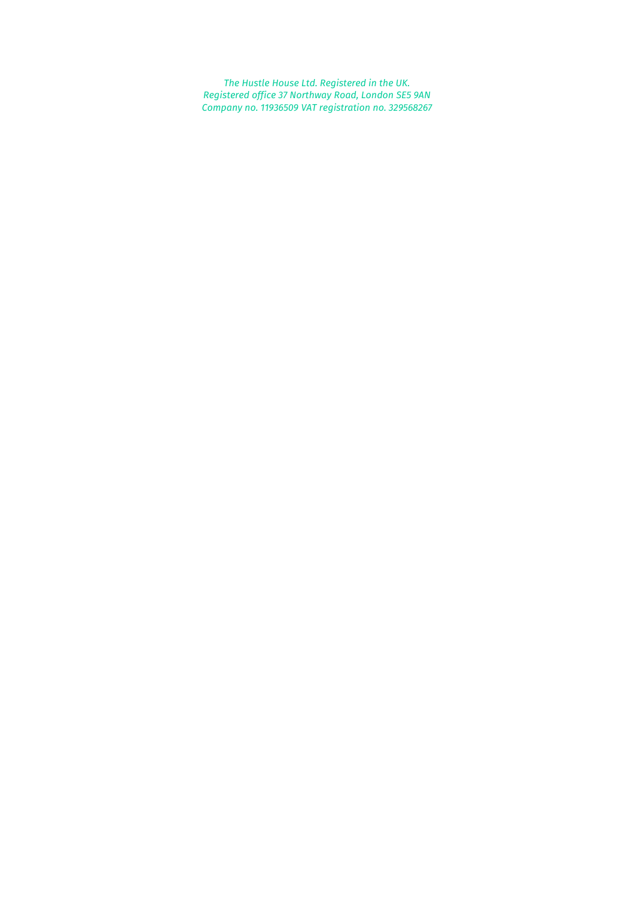*The Hustle House Ltd. Registered in the UK.*
*Registered office 37 Northway Road, London SE5 9AN*
*Company no. 11936509 VAT registration no. 329568267*